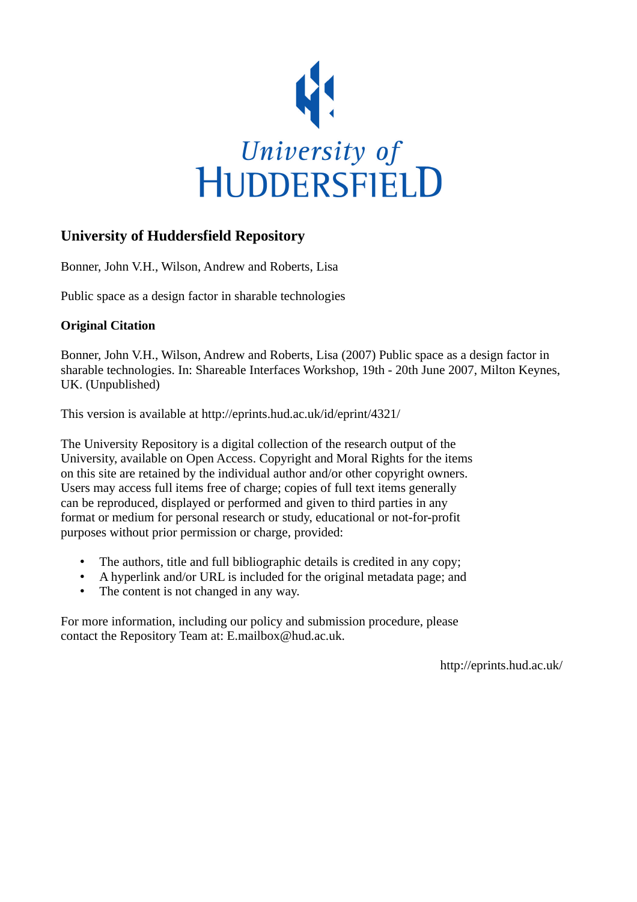University of
HUDDERSFIELD

## University of Huddersfield Repository

Bonner, John V.H., Wilson, Andrew and Roberts, Lisa

Public space as a design factor in sharable technologies

### Original Citation

Bonner, John V.H., Wilson, Andrew and Roberts, Lisa (2007) Public space as a design factor in sharable technologies. In: Shareable Interfaces Workshop, 19th - 20th June 2007, Milton Keynes, UK. (Unpublished)

This version is available at http://eprints.hud.ac.uk/id/eprint/4321/

The University Repository is a digital collection of the research output of the University, available on Open Access. Copyright and Moral Rights for the items on this site are retained by the individual author and/or other copyright owners. Users may access full items free of charge; copies of full text items generally can be reproduced, displayed or performed and given to third parties in any format or medium for personal research or study, educational or not-for-profit purposes without prior permission or charge, provided:

- The authors, title and full bibliographic details is credited in any copy;
- A hyperlink and/or URL is included for the original metadata page; and
- The content is not changed in any way.

For more information, including our policy and submission procedure, please contact the Repository Team at: E.mailbox@hud.ac.uk.

http://eprints.hud.ac.uk/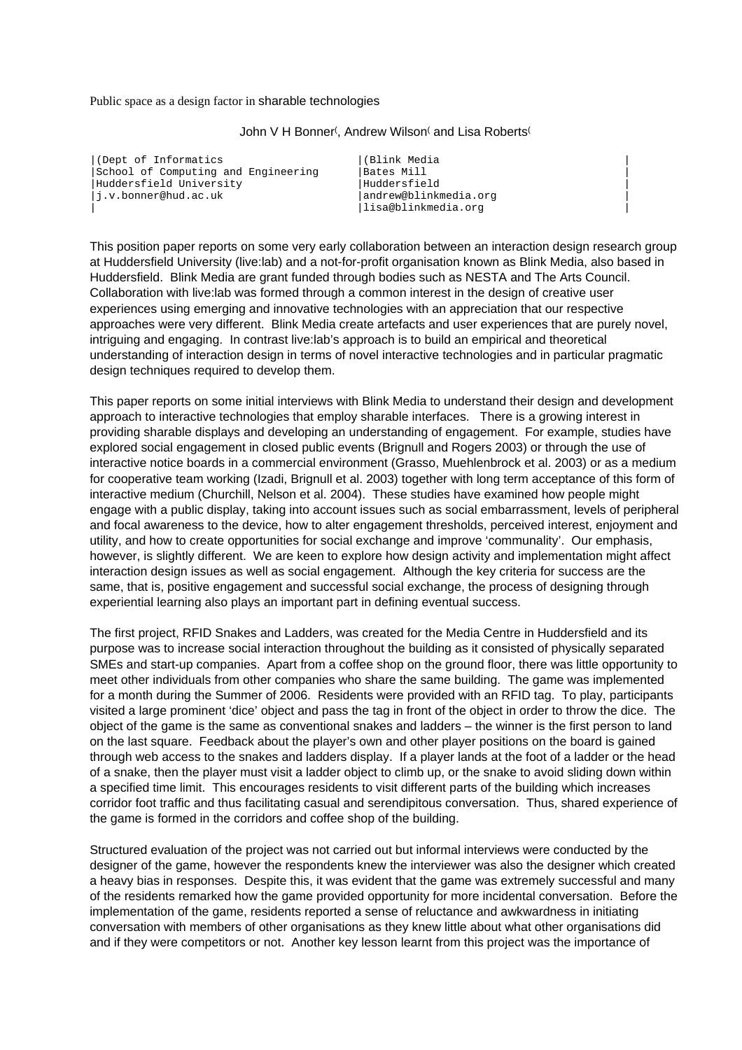Public space as a design factor in sharable technologies

John V H Bonner[(], Andrew Wilson[(] and Lisa Roberts[(]

| | |
|---|---|
| (Dept of Informatics | (Blink Media |
| School of Computing and Engineering | Bates Mill |
| Huddersfield University | Huddersfield |
| j.v.bonner@hud.ac.uk | andrew@blinkmedia.org |
| | lisa@blinkmedia.org |

This position paper reports on some very early collaboration between an interaction design research group at Huddersfield University (live:lab) and a not-for-profit organisation known as Blink Media, also based in Huddersfield. Blink Media are grant funded through bodies such as NESTA and The Arts Council. Collaboration with live:lab was formed through a common interest in the design of creative user experiences using emerging and innovative technologies with an appreciation that our respective approaches were very different. Blink Media create artefacts and user experiences that are purely novel, intriguing and engaging. In contrast live:lab's approach is to build an empirical and theoretical understanding of interaction design in terms of novel interactive technologies and in particular pragmatic design techniques required to develop them.

This paper reports on some initial interviews with Blink Media to understand their design and development approach to interactive technologies that employ sharable interfaces. There is a growing interest in providing sharable displays and developing an understanding of engagement. For example, studies have explored social engagement in closed public events (Brignull and Rogers 2003) or through the use of interactive notice boards in a commercial environment (Grasso, Muehlenbrock et al. 2003) or as a medium for cooperative team working (Izadi, Brignull et al. 2003) together with long term acceptance of this form of interactive medium (Churchill, Nelson et al. 2004). These studies have examined how people might engage with a public display, taking into account issues such as social embarrassment, levels of peripheral and focal awareness to the device, how to alter engagement thresholds, perceived interest, enjoyment and utility, and how to create opportunities for social exchange and improve 'communality'. Our emphasis, however, is slightly different. We are keen to explore how design activity and implementation might affect interaction design issues as well as social engagement. Although the key criteria for success are the same, that is, positive engagement and successful social exchange, the process of designing through experiential learning also plays an important part in defining eventual success.

The first project, RFID Snakes and Ladders, was created for the Media Centre in Huddersfield and its purpose was to increase social interaction throughout the building as it consisted of physically separated SMEs and start-up companies. Apart from a coffee shop on the ground floor, there was little opportunity to meet other individuals from other companies who share the same building. The game was implemented for a month during the Summer of 2006. Residents were provided with an RFID tag. To play, participants visited a large prominent 'dice' object and pass the tag in front of the object in order to throw the dice. The object of the game is the same as conventional snakes and ladders – the winner is the first person to land on the last square. Feedback about the player's own and other player positions on the board is gained through web access to the snakes and ladders display. If a player lands at the foot of a ladder or the head of a snake, then the player must visit a ladder object to climb up, or the snake to avoid sliding down within a specified time limit. This encourages residents to visit different parts of the building which increases corridor foot traffic and thus facilitating casual and serendipitous conversation. Thus, shared experience of the game is formed in the corridors and coffee shop of the building.

Structured evaluation of the project was not carried out but informal interviews were conducted by the designer of the game, however the respondents knew the interviewer was also the designer which created a heavy bias in responses. Despite this, it was evident that the game was extremely successful and many of the residents remarked how the game provided opportunity for more incidental conversation. Before the implementation of the game, residents reported a sense of reluctance and awkwardness in initiating conversation with members of other organisations as they knew little about what other organisations did and if they were competitors or not. Another key lesson learnt from this project was the importance of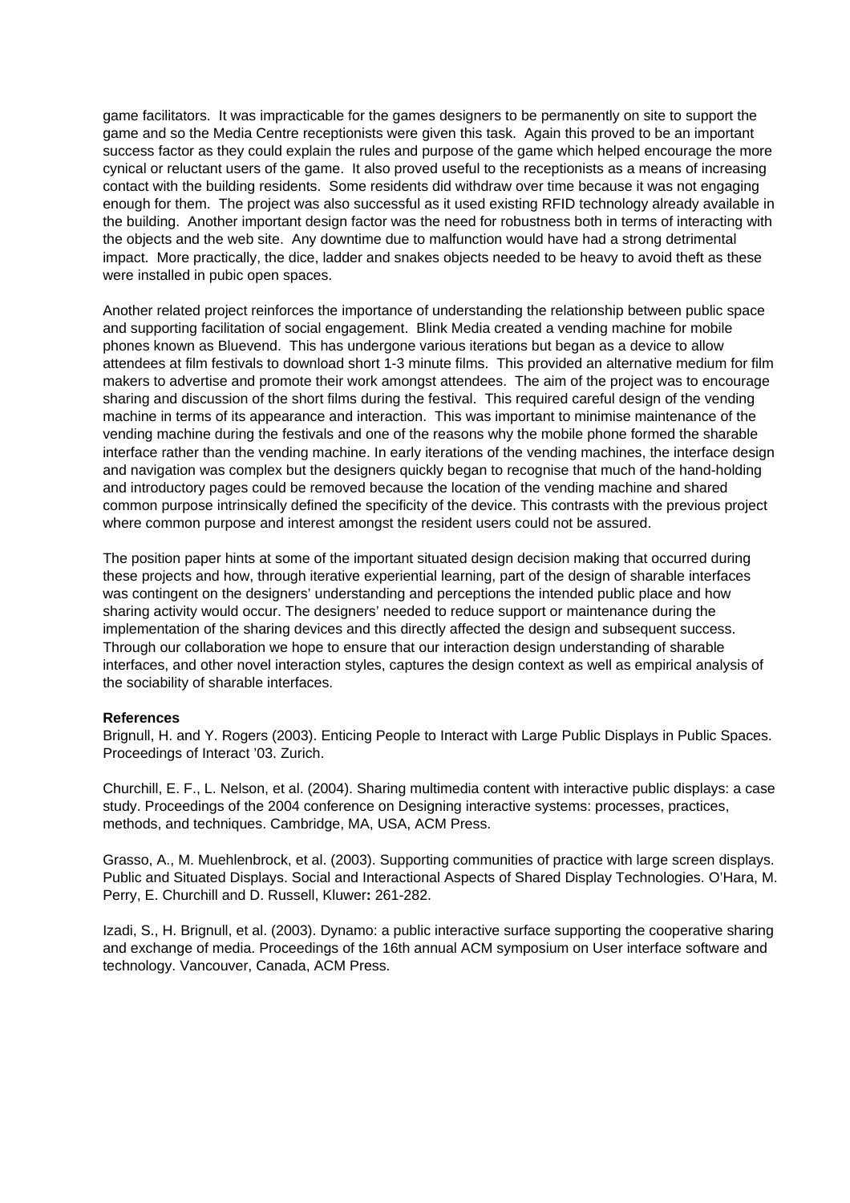game facilitators. It was impracticable for the games designers to be permanently on site to support the game and so the Media Centre receptionists were given this task. Again this proved to be an important success factor as they could explain the rules and purpose of the game which helped encourage the more cynical or reluctant users of the game. It also proved useful to the receptionists as a means of increasing contact with the building residents. Some residents did withdraw over time because it was not engaging enough for them. The project was also successful as it used existing RFID technology already available in the building. Another important design factor was the need for robustness both in terms of interacting with the objects and the web site. Any downtime due to malfunction would have had a strong detrimental impact. More practically, the dice, ladder and snakes objects needed to be heavy to avoid theft as these were installed in pubic open spaces.

Another related project reinforces the importance of understanding the relationship between public space and supporting facilitation of social engagement. Blink Media created a vending machine for mobile phones known as Bluevend. This has undergone various iterations but began as a device to allow attendees at film festivals to download short 1-3 minute films. This provided an alternative medium for film makers to advertise and promote their work amongst attendees. The aim of the project was to encourage sharing and discussion of the short films during the festival. This required careful design of the vending machine in terms of its appearance and interaction. This was important to minimise maintenance of the vending machine during the festivals and one of the reasons why the mobile phone formed the sharable interface rather than the vending machine. In early iterations of the vending machines, the interface design and navigation was complex but the designers quickly began to recognise that much of the hand-holding and introductory pages could be removed because the location of the vending machine and shared common purpose intrinsically defined the specificity of the device. This contrasts with the previous project where common purpose and interest amongst the resident users could not be assured.

The position paper hints at some of the important situated design decision making that occurred during these projects and how, through iterative experiential learning, part of the design of sharable interfaces was contingent on the designers' understanding and perceptions the intended public place and how sharing activity would occur. The designers' needed to reduce support or maintenance during the implementation of the sharing devices and this directly affected the design and subsequent success. Through our collaboration we hope to ensure that our interaction design understanding of sharable interfaces, and other novel interaction styles, captures the design context as well as empirical analysis of the sociability of sharable interfaces.

**References**

Brignull, H. and Y. Rogers (2003). Enticing People to Interact with Large Public Displays in Public Spaces. Proceedings of Interact '03. Zurich.

Churchill, E. F., L. Nelson, et al. (2004). Sharing multimedia content with interactive public displays: a case study. Proceedings of the 2004 conference on Designing interactive systems: processes, practices, methods, and techniques. Cambridge, MA, USA, ACM Press.

Grasso, A., M. Muehlenbrock, et al. (2003). Supporting communities of practice with large screen displays. Public and Situated Displays. Social and Interactional Aspects of Shared Display Technologies. O'Hara, M. Perry, E. Churchill and D. Russell, Kluwer**:** 261-282.

Izadi, S., H. Brignull, et al. (2003). Dynamo: a public interactive surface supporting the cooperative sharing and exchange of media. Proceedings of the 16th annual ACM symposium on User interface software and technology. Vancouver, Canada, ACM Press.